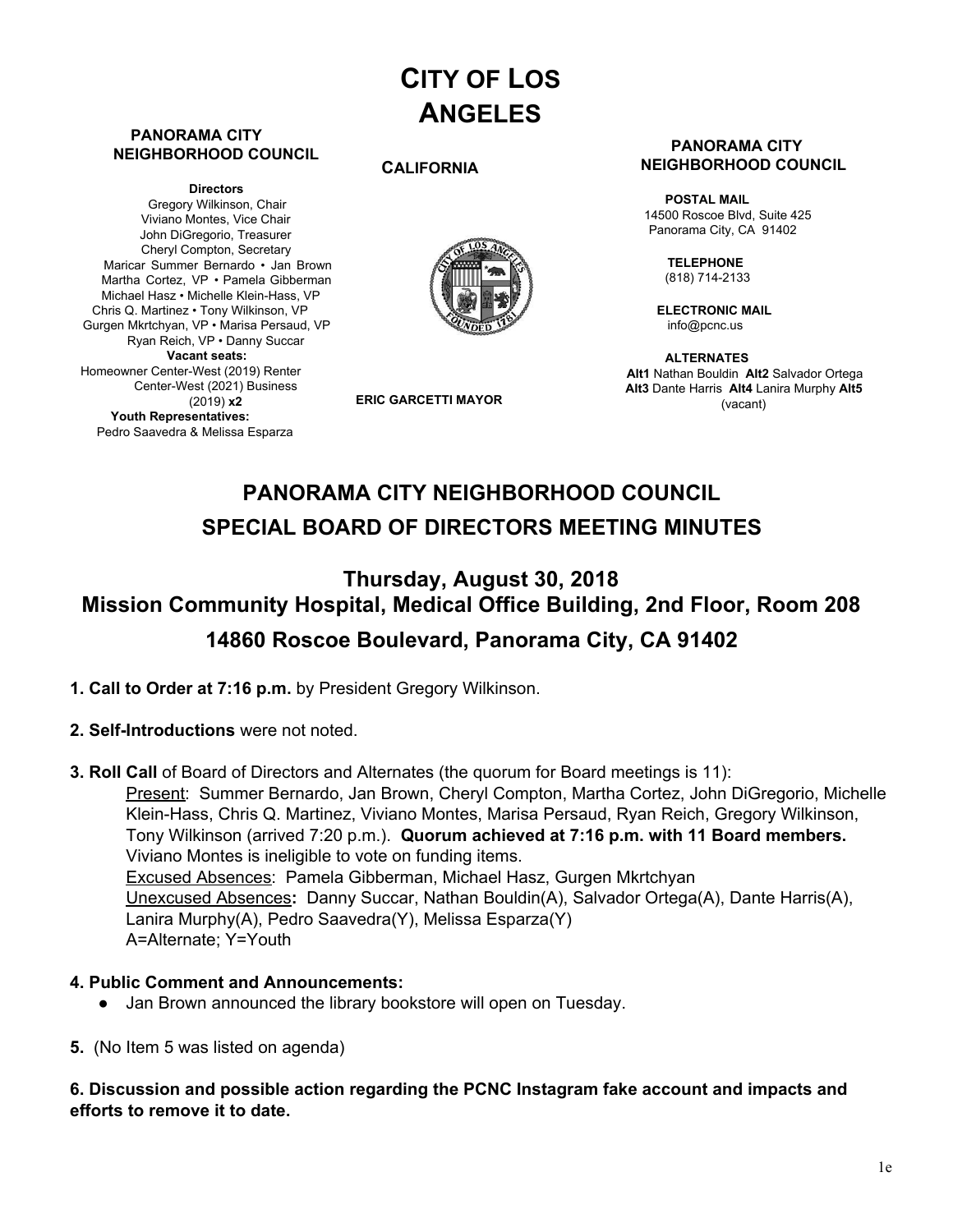# CITY OF LOS ANGELES

**CALIFORNIA**

**ERIC GARCETTI MAYOR**

**PANORAMA CITY NEIGHBORHOOD COUNCIL**

**Directors**
Gregory Wilkinson, Chair
Viviano Montes, Vice Chair
John DiGregorio, Treasurer
Cheryl Compton, Secretary
Maricar Summer Bernardo • Jan Brown
Martha Cortez, VP • Pamela Gibberman
Michael Hasz • Michelle Klein-Hass, VP
Chris Q. Martinez • Tony Wilkinson, VP
Gurgen Mkrtchyan, VP • Marisa Persaud, VP
Ryan Reich, VP • Danny Succar
**Vacant seats:**
Homeowner Center-West (2019) Renter Center-West (2021) Business (2019) **x2**
**Youth Representatives:**
Pedro Saavedra & Melissa Esparza

**PANORAMA CITY NEIGHBORHOOD COUNCIL**

**POSTAL MAIL**
14500 Roscoe Blvd, Suite 425
Panorama City, CA 91402

**TELEPHONE**
(818) 714-2133

**ELECTRONIC MAIL**
info@pcnc.us

**ALTERNATES**
**Alt1** Nathan Bouldin **Alt2** Salvador Ortega
**Alt3** Dante Harris **Alt4** Lanira Murphy **Alt5** (vacant)

## PANORAMA CITY NEIGHBORHOOD COUNCIL
## SPECIAL BOARD OF DIRECTORS MEETING MINUTES

### Thursday, August 30, 2018
### Mission Community Hospital, Medical Office Building, 2nd Floor, Room 208
### 14860 Roscoe Boulevard, Panorama City, CA 91402

**1. Call to Order at 7:16 p.m.** by President Gregory Wilkinson.

**2. Self-Introductions** were not noted.

**3. Roll Call** of Board of Directors and Alternates (the quorum for Board meetings is 11):

Present: Summer Bernardo, Jan Brown, Cheryl Compton, Martha Cortez, John DiGregorio, Michelle Klein-Hass, Chris Q. Martinez, Viviano Montes, Marisa Persaud, Ryan Reich, Gregory Wilkinson, Tony Wilkinson (arrived 7:20 p.m.). **Quorum achieved at 7:16 p.m. with 11 Board members.** Viviano Montes is ineligible to vote on funding items.

Excused Absences: Pamela Gibberman, Michael Hasz, Gurgen Mkrtchyan

Unexcused Absences**:** Danny Succar, Nathan Bouldin(A), Salvador Ortega(A), Dante Harris(A), Lanira Murphy(A), Pedro Saavedra(Y), Melissa Esparza(Y)

A=Alternate; Y=Youth

**4. Public Comment and Announcements:**

- Jan Brown announced the library bookstore will open on Tuesday.

**5.** (No Item 5 was listed on agenda)

**6. Discussion and possible action regarding the PCNC Instagram fake account and impacts and efforts to remove it to date.**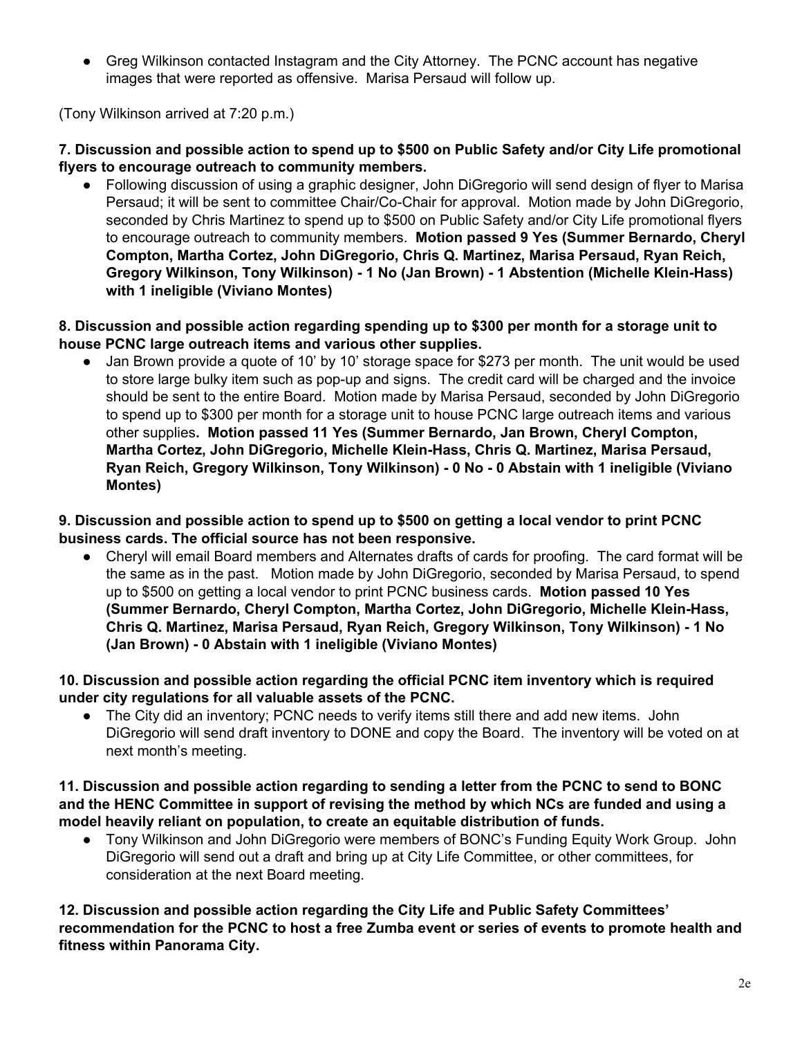- Greg Wilkinson contacted Instagram and the City Attorney. The PCNC account has negative images that were reported as offensive. Marisa Persaud will follow up.

(Tony Wilkinson arrived at 7:20 p.m.)

**7. Discussion and possible action to spend up to $500 on Public Safety and/or City Life promotional flyers to encourage outreach to community members.**

- Following discussion of using a graphic designer, John DiGregorio will send design of flyer to Marisa Persaud; it will be sent to committee Chair/Co-Chair for approval. Motion made by John DiGregorio, seconded by Chris Martinez to spend up to $500 on Public Safety and/or City Life promotional flyers to encourage outreach to community members. **Motion passed 9 Yes (Summer Bernardo, Cheryl Compton, Martha Cortez, John DiGregorio, Chris Q. Martinez, Marisa Persaud, Ryan Reich, Gregory Wilkinson, Tony Wilkinson) - 1 No (Jan Brown) - 1 Abstention (Michelle Klein-Hass) with 1 ineligible (Viviano Montes)**

**8. Discussion and possible action regarding spending up to $300 per month for a storage unit to house PCNC large outreach items and various other supplies.**

- Jan Brown provide a quote of 10' by 10' storage space for $273 per month. The unit would be used to store large bulky item such as pop-up and signs. The credit card will be charged and the invoice should be sent to the entire Board. Motion made by Marisa Persaud, seconded by John DiGregorio to spend up to $300 per month for a storage unit to house PCNC large outreach items and various other supplies**. Motion passed 11 Yes (Summer Bernardo, Jan Brown, Cheryl Compton, Martha Cortez, John DiGregorio, Michelle Klein-Hass, Chris Q. Martinez, Marisa Persaud, Ryan Reich, Gregory Wilkinson, Tony Wilkinson) - 0 No - 0 Abstain with 1 ineligible (Viviano Montes)**

**9. Discussion and possible action to spend up to $500 on getting a local vendor to print PCNC business cards. The official source has not been responsive.**

- Cheryl will email Board members and Alternates drafts of cards for proofing. The card format will be the same as in the past. Motion made by John DiGregorio, seconded by Marisa Persaud, to spend up to $500 on getting a local vendor to print PCNC business cards. **Motion passed 10 Yes (Summer Bernardo, Cheryl Compton, Martha Cortez, John DiGregorio, Michelle Klein-Hass, Chris Q. Martinez, Marisa Persaud, Ryan Reich, Gregory Wilkinson, Tony Wilkinson) - 1 No (Jan Brown) - 0 Abstain with 1 ineligible (Viviano Montes)**

**10. Discussion and possible action regarding the official PCNC item inventory which is required under city regulations for all valuable assets of the PCNC.**

- The City did an inventory; PCNC needs to verify items still there and add new items. John DiGregorio will send draft inventory to DONE and copy the Board. The inventory will be voted on at next month's meeting.

**11. Discussion and possible action regarding to sending a letter from the PCNC to send to BONC and the HENC Committee in support of revising the method by which NCs are funded and using a model heavily reliant on population, to create an equitable distribution of funds.**

- Tony Wilkinson and John DiGregorio were members of BONC's Funding Equity Work Group. John DiGregorio will send out a draft and bring up at City Life Committee, or other committees, for consideration at the next Board meeting.

**12. Discussion and possible action regarding the City Life and Public Safety Committees' recommendation for the PCNC to host a free Zumba event or series of events to promote health and fitness within Panorama City.**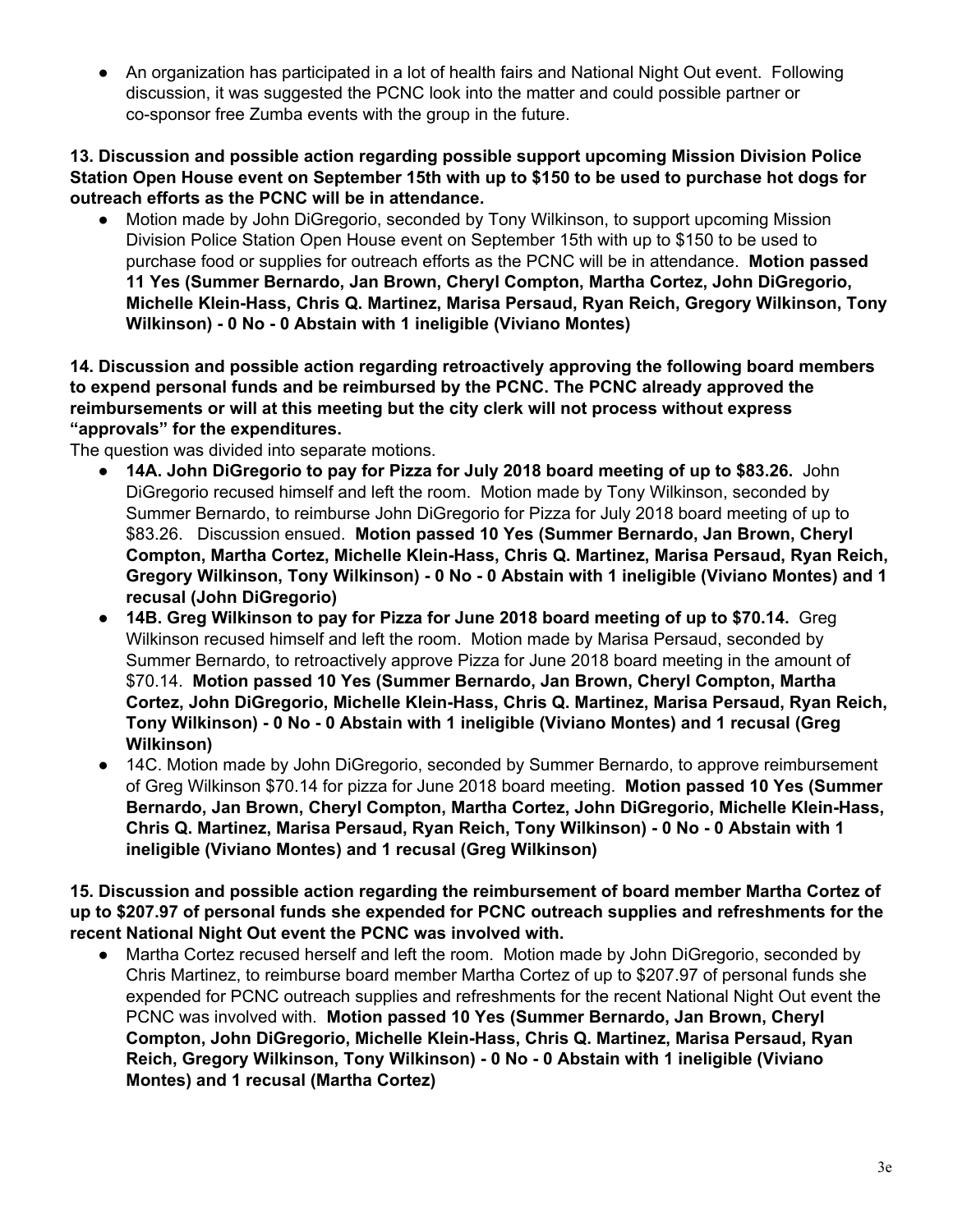- An organization has participated in a lot of health fairs and National Night Out event. Following discussion, it was suggested the PCNC look into the matter and could possible partner or co-sponsor free Zumba events with the group in the future.

**13. Discussion and possible action regarding possible support upcoming Mission Division Police Station Open House event on September 15th with up to $150 to be used to purchase hot dogs for outreach efforts as the PCNC will be in attendance.**

- Motion made by John DiGregorio, seconded by Tony Wilkinson, to support upcoming Mission Division Police Station Open House event on September 15th with up to $150 to be used to purchase food or supplies for outreach efforts as the PCNC will be in attendance. **Motion passed 11 Yes (Summer Bernardo, Jan Brown, Cheryl Compton, Martha Cortez, John DiGregorio, Michelle Klein-Hass, Chris Q. Martinez, Marisa Persaud, Ryan Reich, Gregory Wilkinson, Tony Wilkinson) - 0 No - 0 Abstain with 1 ineligible (Viviano Montes)**

**14. Discussion and possible action regarding retroactively approving the following board members to expend personal funds and be reimbursed by the PCNC. The PCNC already approved the reimbursements or will at this meeting but the city clerk will not process without express "approvals" for the expenditures.**

The question was divided into separate motions.

- **14A. John DiGregorio to pay for Pizza for July 2018 board meeting of up to $83.26.** John DiGregorio recused himself and left the room. Motion made by Tony Wilkinson, seconded by Summer Bernardo, to reimburse John DiGregorio for Pizza for July 2018 board meeting of up to $83.26. Discussion ensued. **Motion passed 10 Yes (Summer Bernardo, Jan Brown, Cheryl Compton, Martha Cortez, Michelle Klein-Hass, Chris Q. Martinez, Marisa Persaud, Ryan Reich, Gregory Wilkinson, Tony Wilkinson) - 0 No - 0 Abstain with 1 ineligible (Viviano Montes) and 1 recusal (John DiGregorio)**
- **14B. Greg Wilkinson to pay for Pizza for June 2018 board meeting of up to $70.14.** Greg Wilkinson recused himself and left the room. Motion made by Marisa Persaud, seconded by Summer Bernardo, to retroactively approve Pizza for June 2018 board meeting in the amount of $70.14. **Motion passed 10 Yes (Summer Bernardo, Jan Brown, Cheryl Compton, Martha Cortez, John DiGregorio, Michelle Klein-Hass, Chris Q. Martinez, Marisa Persaud, Ryan Reich, Tony Wilkinson) - 0 No - 0 Abstain with 1 ineligible (Viviano Montes) and 1 recusal (Greg Wilkinson)**
- 14C. Motion made by John DiGregorio, seconded by Summer Bernardo, to approve reimbursement of Greg Wilkinson $70.14 for pizza for June 2018 board meeting. **Motion passed 10 Yes (Summer Bernardo, Jan Brown, Cheryl Compton, Martha Cortez, John DiGregorio, Michelle Klein-Hass, Chris Q. Martinez, Marisa Persaud, Ryan Reich, Tony Wilkinson) - 0 No - 0 Abstain with 1 ineligible (Viviano Montes) and 1 recusal (Greg Wilkinson)**

**15. Discussion and possible action regarding the reimbursement of board member Martha Cortez of up to $207.97 of personal funds she expended for PCNC outreach supplies and refreshments for the recent National Night Out event the PCNC was involved with.**

- Martha Cortez recused herself and left the room. Motion made by John DiGregorio, seconded by Chris Martinez, to reimburse board member Martha Cortez of up to $207.97 of personal funds she expended for PCNC outreach supplies and refreshments for the recent National Night Out event the PCNC was involved with. **Motion passed 10 Yes (Summer Bernardo, Jan Brown, Cheryl Compton, John DiGregorio, Michelle Klein-Hass, Chris Q. Martinez, Marisa Persaud, Ryan Reich, Gregory Wilkinson, Tony Wilkinson) - 0 No - 0 Abstain with 1 ineligible (Viviano Montes) and 1 recusal (Martha Cortez)**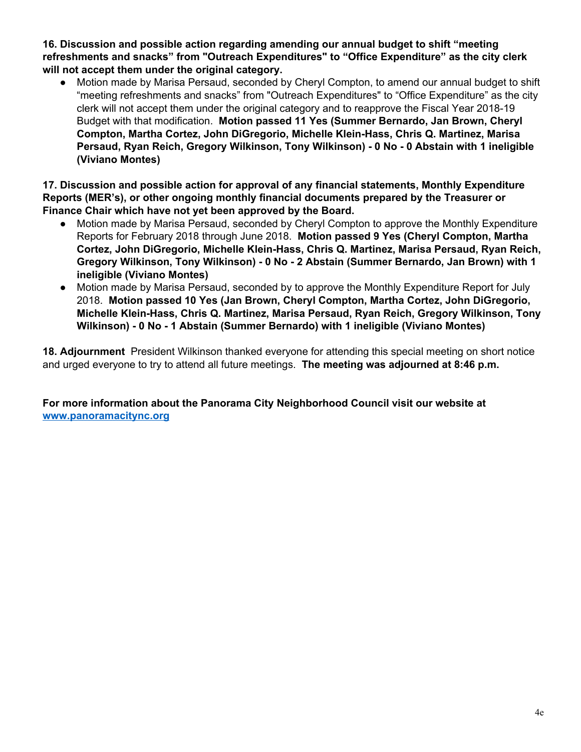**16. Discussion and possible action regarding amending our annual budget to shift “meeting refreshments and snacks” from "Outreach Expenditures" to “Office Expenditure” as the city clerk will not accept them under the original category.**

- Motion made by Marisa Persaud, seconded by Cheryl Compton, to amend our annual budget to shift “meeting refreshments and snacks” from "Outreach Expenditures" to “Office Expenditure” as the city clerk will not accept them under the original category and to reapprove the Fiscal Year 2018-19 Budget with that modification. **Motion passed 11 Yes (Summer Bernardo, Jan Brown, Cheryl Compton, Martha Cortez, John DiGregorio, Michelle Klein-Hass, Chris Q. Martinez, Marisa Persaud, Ryan Reich, Gregory Wilkinson, Tony Wilkinson) - 0 No - 0 Abstain with 1 ineligible (Viviano Montes)**

**17. Discussion and possible action for approval of any financial statements, Monthly Expenditure Reports (MER’s), or other ongoing monthly financial documents prepared by the Treasurer or Finance Chair which have not yet been approved by the Board.**

- Motion made by Marisa Persaud, seconded by Cheryl Compton to approve the Monthly Expenditure Reports for February 2018 through June 2018. **Motion passed 9 Yes (Cheryl Compton, Martha Cortez, John DiGregorio, Michelle Klein-Hass, Chris Q. Martinez, Marisa Persaud, Ryan Reich, Gregory Wilkinson, Tony Wilkinson) - 0 No - 2 Abstain (Summer Bernardo, Jan Brown) with 1 ineligible (Viviano Montes)**
- Motion made by Marisa Persaud, seconded by to approve the Monthly Expenditure Report for July 2018. **Motion passed 10 Yes (Jan Brown, Cheryl Compton, Martha Cortez, John DiGregorio, Michelle Klein-Hass, Chris Q. Martinez, Marisa Persaud, Ryan Reich, Gregory Wilkinson, Tony Wilkinson) - 0 No - 1 Abstain (Summer Bernardo) with 1 ineligible (Viviano Montes)**

**18. Adjournment** President Wilkinson thanked everyone for attending this special meeting on short notice and urged everyone to try to attend all future meetings. **The meeting was adjourned at 8:46 p.m.**

**For more information about the Panorama City Neighborhood Council visit our website at [www.panoramacitync.org](http://www.panoramacitync.org)**